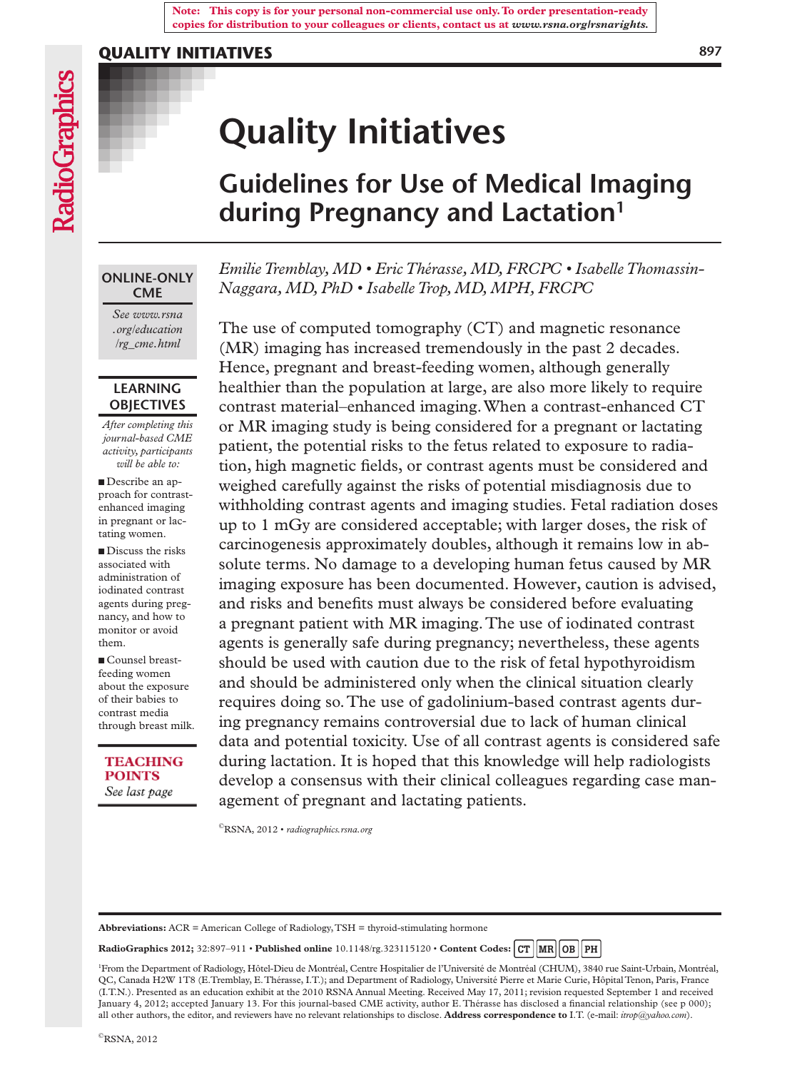Note: This copy is for your personal non-commercial use only. To order presentation-ready copies for distribution to your colleagues or clients, contact us at *www.rsna.org/rsnarights.*

# Quality Initiatives

## Guidelines for Use of Medical Imaging during Pregnancy and Lactation[1]

*Emilie Tremblay, MD • Eric Thérasse, MD, FRCPC • Isabelle Thomassin-Naggara, MD, PhD • Isabelle Trop, MD, MPH, FRCPC*

**ONLINE-ONLY CME**

*See www.rsna.org/education/rg_cme.html*

**LEARNING OBJECTIVES**

*After completing this journal-based CME activity, participants will be able to:*

- Describe an approach for contrast-enhanced imaging in pregnant or lactating women.
- Discuss the risks associated with administration of iodinated contrast agents during pregnancy, and how to monitor or avoid them.
- Counsel breast-feeding women about the exposure of their babies to contrast media through breast milk.

**TEACHING POINTS**

*See last page*

The use of computed tomography (CT) and magnetic resonance (MR) imaging has increased tremendously in the past 2 decades. Hence, pregnant and breast-feeding women, although generally healthier than the population at large, are also more likely to require contrast material–enhanced imaging. When a contrast-enhanced CT or MR imaging study is being considered for a pregnant or lactating patient, the potential risks to the fetus related to exposure to radiation, high magnetic fields, or contrast agents must be considered and weighed carefully against the risks of potential misdiagnosis due to withholding contrast agents and imaging studies. Fetal radiation doses up to 1 mGy are considered acceptable; with larger doses, the risk of carcinogenesis approximately doubles, although it remains low in absolute terms. No damage to a developing human fetus caused by MR imaging exposure has been documented. However, caution is advised, and risks and benefits must always be considered before evaluating a pregnant patient with MR imaging. The use of iodinated contrast agents is generally safe during pregnancy; nevertheless, these agents should be used with caution due to the risk of fetal hypothyroidism and should be administered only when the clinical situation clearly requires doing so. The use of gadolinium-based contrast agents during pregnancy remains controversial due to lack of human clinical data and potential toxicity. Use of all contrast agents is considered safe during lactation. It is hoped that this knowledge will help radiologists develop a consensus with their clinical colleagues regarding case management of pregnant and lactating patients.

©RSNA, 2012 • *radiographics.rsna.org*

**Abbreviations:** ACR = American College of Radiology, TSH = thyroid-stimulating hormone

**RadioGraphics 2012;** 32:897–911 • **Published online** 10.1148/rg.323115120 • **Content Codes:** CT MR OB PH

[1]From the Department of Radiology, Hôtel-Dieu de Montréal, Centre Hospitalier de l'Université de Montréal (CHUM), 3840 rue Saint-Urbain, Montréal, QC, Canada H2W 1T8 (E.Tremblay, E. Thérasse, I.T.); and Department of Radiology, Université Pierre et Marie Curie, Hôpital Tenon, Paris, France (I.T.N.). Presented as an education exhibit at the 2010 RSNA Annual Meeting. Received May 17, 2011; revision requested September 1 and received January 4, 2012; accepted January 13. For this journal-based CME activity, author E. Thérasse has disclosed a financial relationship (see p 000); all other authors, the editor, and reviewers have no relevant relationships to disclose. **Address correspondence to** I.T. (e-mail: *itrop@yahoo.com*).

©RSNA, 2012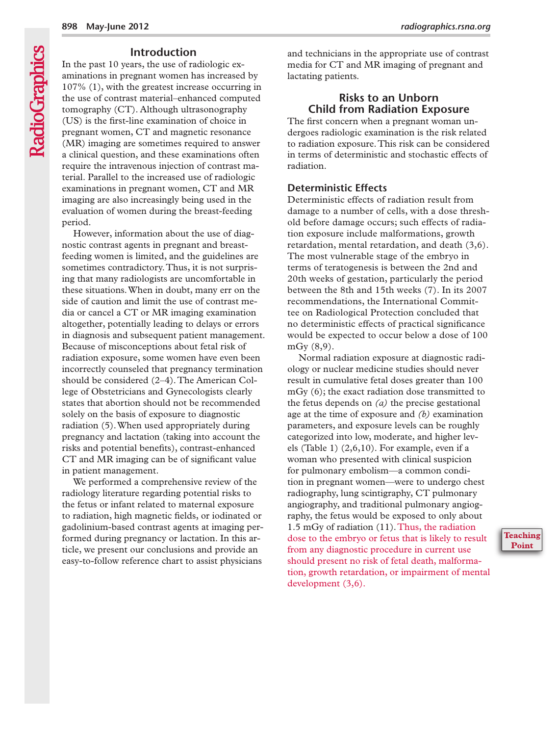## Introduction

In the past 10 years, the use of radiologic examinations in pregnant women has increased by 107% (1), with the greatest increase occurring in the use of contrast material–enhanced computed tomography (CT). Although ultrasonography (US) is the first-line examination of choice in pregnant women, CT and magnetic resonance (MR) imaging are sometimes required to answer a clinical question, and these examinations often require the intravenous injection of contrast material. Parallel to the increased use of radiologic examinations in pregnant women, CT and MR imaging are also increasingly being used in the evaluation of women during the breast-feeding period.

However, information about the use of diagnostic contrast agents in pregnant and breast-feeding women is limited, and the guidelines are sometimes contradictory. Thus, it is not surprising that many radiologists are uncomfortable in these situations. When in doubt, many err on the side of caution and limit the use of contrast media or cancel a CT or MR imaging examination altogether, potentially leading to delays or errors in diagnosis and subsequent patient management. Because of misconceptions about fetal risk of radiation exposure, some women have even been incorrectly counseled that pregnancy termination should be considered (2–4). The American College of Obstetricians and Gynecologists clearly states that abortion should not be recommended solely on the basis of exposure to diagnostic radiation (5). When used appropriately during pregnancy and lactation (taking into account the risks and potential benefits), contrast-enhanced CT and MR imaging can be of significant value in patient management.

We performed a comprehensive review of the radiology literature regarding potential risks to the fetus or infant related to maternal exposure to radiation, high magnetic fields, or iodinated or gadolinium-based contrast agents at imaging performed during pregnancy or lactation. In this article, we present our conclusions and provide an easy-to-follow reference chart to assist physicians and technicians in the appropriate use of contrast media for CT and MR imaging of pregnant and lactating patients.

## Risks to an Unborn Child from Radiation Exposure

The first concern when a pregnant woman undergoes radiologic examination is the risk related to radiation exposure. This risk can be considered in terms of deterministic and stochastic effects of radiation.

### Deterministic Effects

Deterministic effects of radiation result from damage to a number of cells, with a dose threshold before damage occurs; such effects of radiation exposure include malformations, growth retardation, mental retardation, and death (3,6). The most vulnerable stage of the embryo in terms of teratogenesis is between the 2nd and 20th weeks of gestation, particularly the period between the 8th and 15th weeks (7). In its 2007 recommendations, the International Committee on Radiological Protection concluded that no deterministic effects of practical significance would be expected to occur below a dose of 100 mGy (8,9).

Normal radiation exposure at diagnostic radiology or nuclear medicine studies should never result in cumulative fetal doses greater than 100 mGy (6); the exact radiation dose transmitted to the fetus depends on *(a)* the precise gestational age at the time of exposure and *(b)* examination parameters, and exposure levels can be roughly categorized into low, moderate, and higher levels (Table 1) (2,6,10). For example, even if a woman who presented with clinical suspicion for pulmonary embolism—a common condition in pregnant women—were to undergo chest radiography, lung scintigraphy, CT pulmonary angiography, and traditional pulmonary angiography, the fetus would be exposed to only about 1.5 mGy of radiation (11). Thus, the radiation dose to the embryo or fetus that is likely to result from any diagnostic procedure in current use should present no risk of fetal death, malformation, growth retardation, or impairment of mental development (3,6).

**Teaching Point**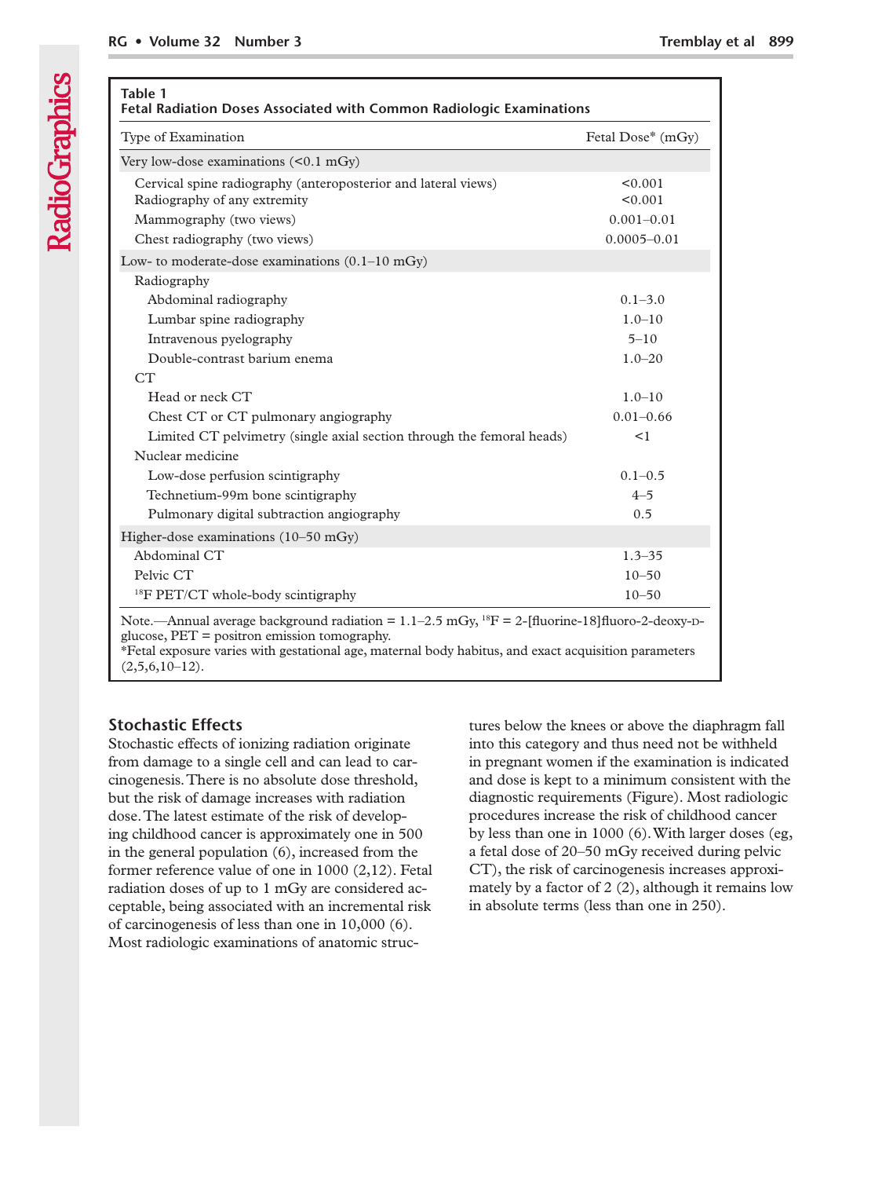**Table 1**
**Fetal Radiation Doses Associated with Common Radiologic Examinations**

| Type of Examination | Fetal Dose* (mGy) |
|---|---|
| Very low-dose examinations (<0.1 mGy) | |
| Cervical spine radiography (anteroposterior and lateral views) | <0.001 |
| Radiography of any extremity | <0.001 |
| Mammography (two views) | 0.001–0.01 |
| Chest radiography (two views) | 0.0005–0.01 |
| Low- to moderate-dose examinations (0.1–10 mGy) | |
| Radiography | |
| Abdominal radiography | 0.1–3.0 |
| Lumbar spine radiography | 1.0–10 |
| Intravenous pyelography | 5–10 |
| Double-contrast barium enema | 1.0–20 |
| CT | |
| Head or neck CT | 1.0–10 |
| Chest CT or CT pulmonary angiography | 0.01–0.66 |
| Limited CT pelvimetry (single axial section through the femoral heads) | <1 |
| Nuclear medicine | |
| Low-dose perfusion scintigraphy | 0.1–0.5 |
| Technetium-99m bone scintigraphy | 4–5 |
| Pulmonary digital subtraction angiography | 0.5 |
| Higher-dose examinations (10–50 mGy) | |
| Abdominal CT | 1.3–35 |
| Pelvic CT | 10–50 |
| $^{18}$F PET/CT whole-body scintigraphy | 10–50 |

Note.—Annual average background radiation = 1.1–2.5 mGy, $^{18}$F = 2-[fluorine-18]fluoro-2-deoxy-D-glucose, PET = positron emission tomography.
*Fetal exposure varies with gestational age, maternal body habitus, and exact acquisition parameters (2,5,6,10–12).

## Stochastic Effects

Stochastic effects of ionizing radiation originate from damage to a single cell and can lead to carcinogenesis. There is no absolute dose threshold, but the risk of damage increases with radiation dose. The latest estimate of the risk of developing childhood cancer is approximately one in 500 in the general population (6), increased from the former reference value of one in 1000 (2,12). Fetal radiation doses of up to 1 mGy are considered acceptable, being associated with an incremental risk of carcinogenesis of less than one in 10,000 (6). Most radiologic examinations of anatomic structures below the knees or above the diaphragm fall into this category and thus need not be withheld in pregnant women if the examination is indicated and dose is kept to a minimum consistent with the diagnostic requirements (Figure). Most radiologic procedures increase the risk of childhood cancer by less than one in 1000 (6). With larger doses (eg, a fetal dose of 20–50 mGy received during pelvic CT), the risk of carcinogenesis increases approximately by a factor of 2 (2), although it remains low in absolute terms (less than one in 250).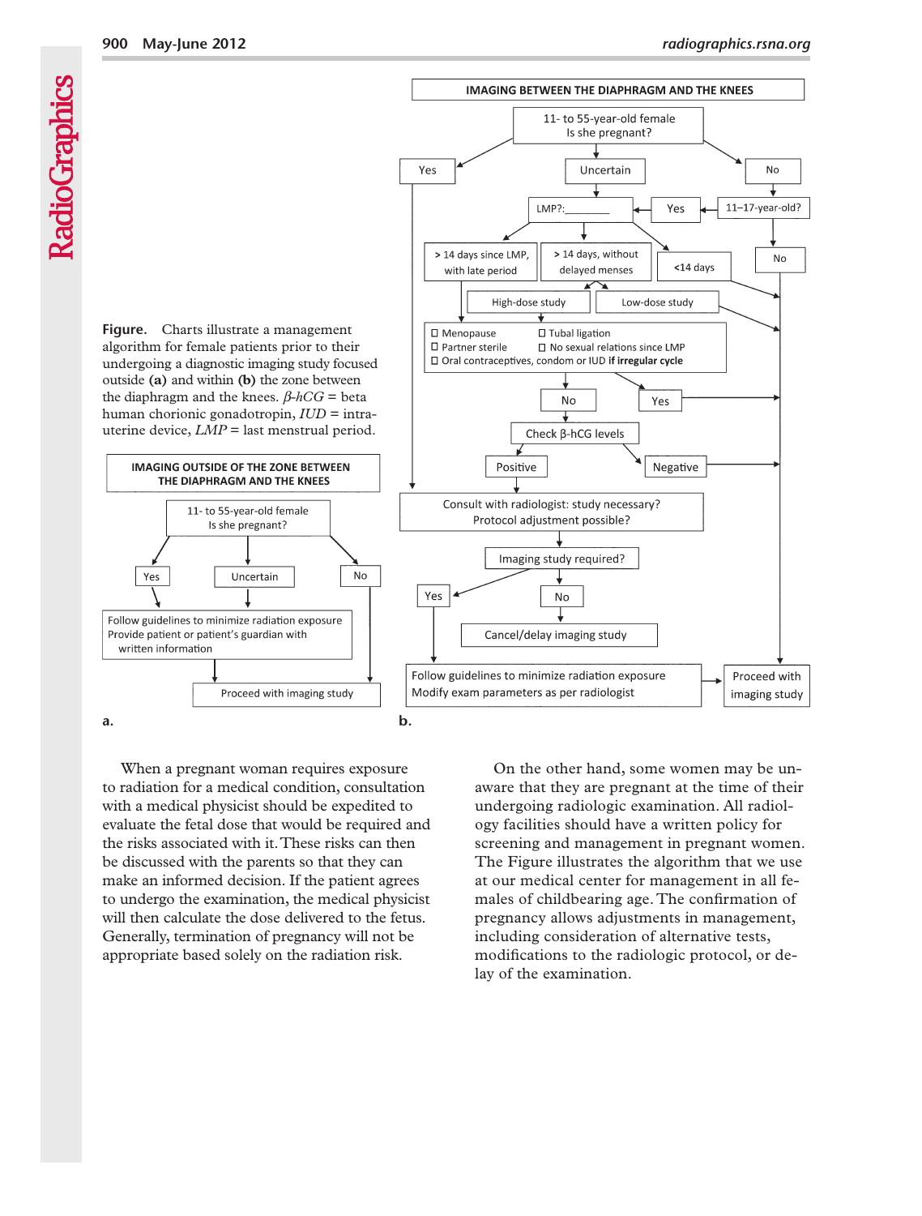**Figure.** Charts illustrate a management algorithm for female patients prior to their undergoing a diagnostic imaging study focused outside **(a)** and within **(b)** the zone between the diaphragm and the knees. *β-hCG* = beta human chorionic gonadotropin, *IUD* = intrauterine device, *LMP* = last menstrual period.

When a pregnant woman requires exposure to radiation for a medical condition, consultation with a medical physicist should be expedited to evaluate the fetal dose that would be required and the risks associated with it. These risks can then be discussed with the parents so that they can make an informed decision. If the patient agrees to undergo the examination, the medical physicist will then calculate the dose delivered to the fetus. Generally, termination of pregnancy will not be appropriate based solely on the radiation risk.

On the other hand, some women may be unaware that they are pregnant at the time of their undergoing radiologic examination. All radiology facilities should have a written policy for screening and management in pregnant women. The Figure illustrates the algorithm that we use at our medical center for management in all females of childbearing age. The confirmation of pregnancy allows adjustments in management, including consideration of alternative tests, modifications to the radiologic protocol, or delay of the examination.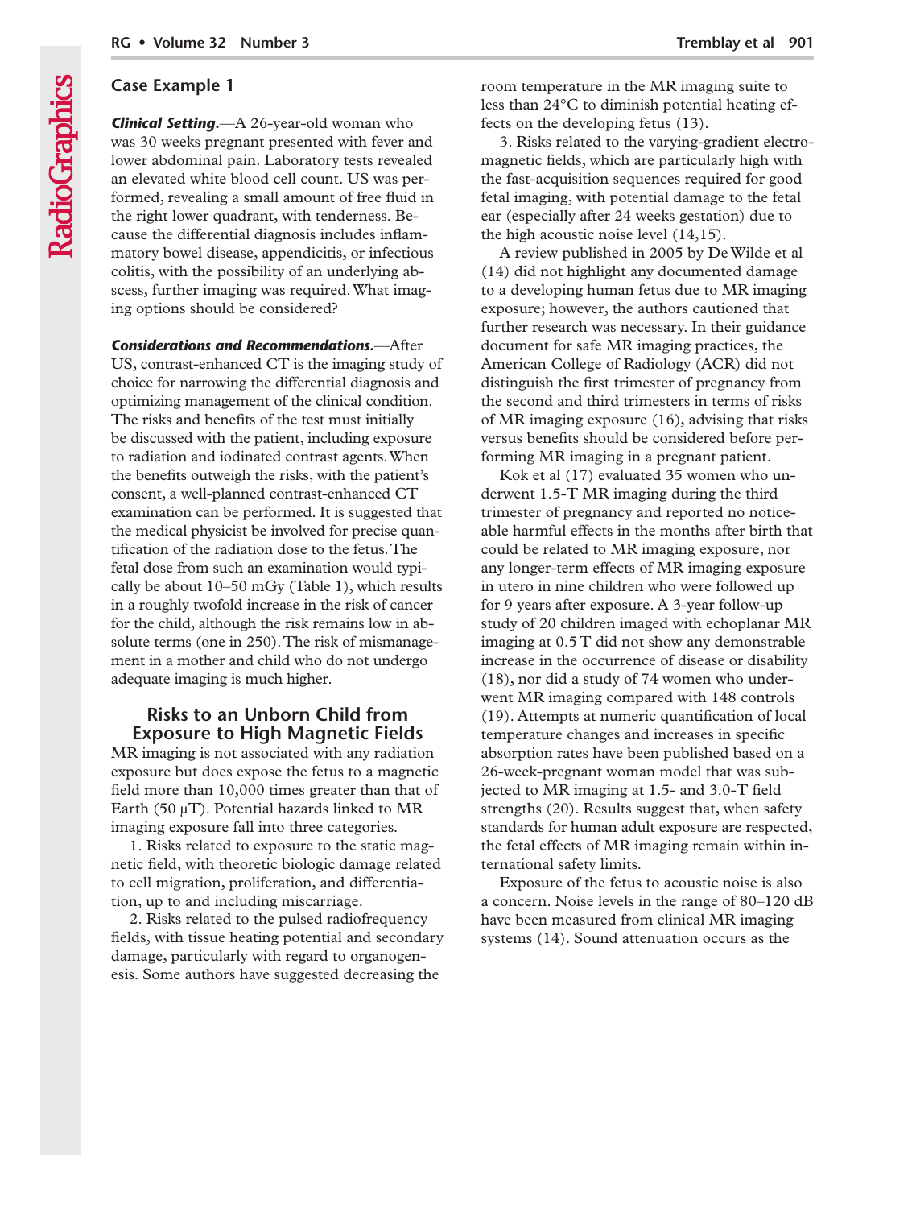## Case Example 1

***Clinical Setting.***—A 26-year-old woman who was 30 weeks pregnant presented with fever and lower abdominal pain. Laboratory tests revealed an elevated white blood cell count. US was performed, revealing a small amount of free fluid in the right lower quadrant, with tenderness. Because the differential diagnosis includes inflammatory bowel disease, appendicitis, or infectious colitis, with the possibility of an underlying abscess, further imaging was required. What imaging options should be considered?

***Considerations and Recommendations.***—After US, contrast-enhanced CT is the imaging study of choice for narrowing the differential diagnosis and optimizing management of the clinical condition. The risks and benefits of the test must initially be discussed with the patient, including exposure to radiation and iodinated contrast agents. When the benefits outweigh the risks, with the patient's consent, a well-planned contrast-enhanced CT examination can be performed. It is suggested that the medical physicist be involved for precise quantification of the radiation dose to the fetus. The fetal dose from such an examination would typically be about 10–50 mGy (Table 1), which results in a roughly twofold increase in the risk of cancer for the child, although the risk remains low in absolute terms (one in 250). The risk of mismanagement in a mother and child who do not undergo adequate imaging is much higher.

## Risks to an Unborn Child from Exposure to High Magnetic Fields

MR imaging is not associated with any radiation exposure but does expose the fetus to a magnetic field more than 10,000 times greater than that of Earth (50 μT). Potential hazards linked to MR imaging exposure fall into three categories.

1. Risks related to exposure to the static magnetic field, with theoretic biologic damage related to cell migration, proliferation, and differentiation, up to and including miscarriage.

2. Risks related to the pulsed radiofrequency fields, with tissue heating potential and secondary damage, particularly with regard to organogenesis. Some authors have suggested decreasing the room temperature in the MR imaging suite to less than 24°C to diminish potential heating effects on the developing fetus (13).

3. Risks related to the varying-gradient electromagnetic fields, which are particularly high with the fast-acquisition sequences required for good fetal imaging, with potential damage to the fetal ear (especially after 24 weeks gestation) due to the high acoustic noise level (14,15).

A review published in 2005 by De Wilde et al (14) did not highlight any documented damage to a developing human fetus due to MR imaging exposure; however, the authors cautioned that further research was necessary. In their guidance document for safe MR imaging practices, the American College of Radiology (ACR) did not distinguish the first trimester of pregnancy from the second and third trimesters in terms of risks of MR imaging exposure (16), advising that risks versus benefits should be considered before performing MR imaging in a pregnant patient.

Kok et al (17) evaluated 35 women who underwent 1.5-T MR imaging during the third trimester of pregnancy and reported no noticeable harmful effects in the months after birth that could be related to MR imaging exposure, nor any longer-term effects of MR imaging exposure in utero in nine children who were followed up for 9 years after exposure. A 3-year follow-up study of 20 children imaged with echoplanar MR imaging at 0.5 T did not show any demonstrable increase in the occurrence of disease or disability (18), nor did a study of 74 women who underwent MR imaging compared with 148 controls (19). Attempts at numeric quantification of local temperature changes and increases in specific absorption rates have been published based on a 26-week-pregnant woman model that was subjected to MR imaging at 1.5- and 3.0-T field strengths (20). Results suggest that, when safety standards for human adult exposure are respected, the fetal effects of MR imaging remain within international safety limits.

Exposure of the fetus to acoustic noise is also a concern. Noise levels in the range of 80–120 dB have been measured from clinical MR imaging systems (14). Sound attenuation occurs as the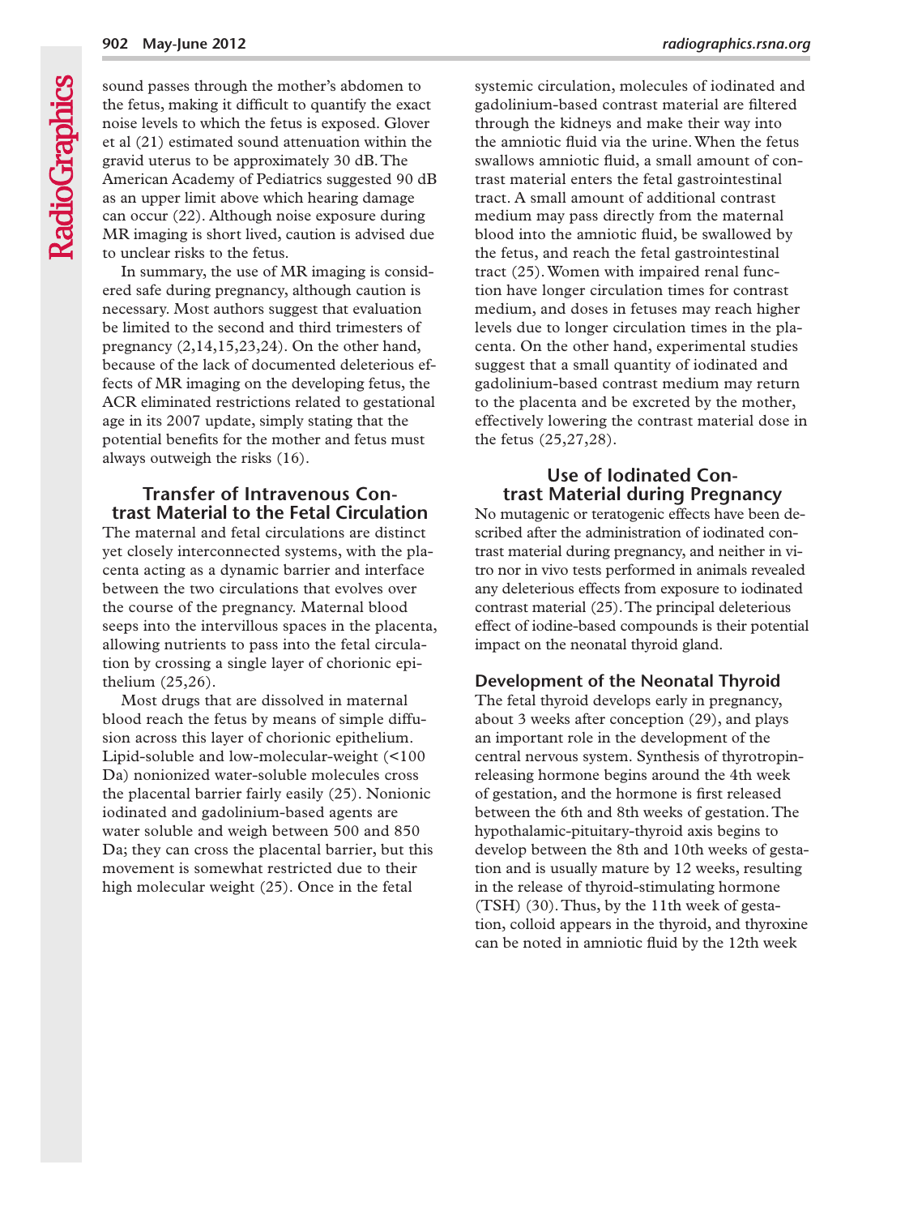sound passes through the mother's abdomen to the fetus, making it difficult to quantify the exact noise levels to which the fetus is exposed. Glover et al (21) estimated sound attenuation within the gravid uterus to be approximately 30 dB. The American Academy of Pediatrics suggested 90 dB as an upper limit above which hearing damage can occur (22). Although noise exposure during MR imaging is short lived, caution is advised due to unclear risks to the fetus.

In summary, the use of MR imaging is considered safe during pregnancy, although caution is necessary. Most authors suggest that evaluation be limited to the second and third trimesters of pregnancy (2,14,15,23,24). On the other hand, because of the lack of documented deleterious effects of MR imaging on the developing fetus, the ACR eliminated restrictions related to gestational age in its 2007 update, simply stating that the potential benefits for the mother and fetus must always outweigh the risks (16).

## Transfer of Intravenous Contrast Material to the Fetal Circulation

The maternal and fetal circulations are distinct yet closely interconnected systems, with the placenta acting as a dynamic barrier and interface between the two circulations that evolves over the course of the pregnancy. Maternal blood seeps into the intervillous spaces in the placenta, allowing nutrients to pass into the fetal circulation by crossing a single layer of chorionic epithelium (25,26).

Most drugs that are dissolved in maternal blood reach the fetus by means of simple diffusion across this layer of chorionic epithelium. Lipid-soluble and low-molecular-weight (<100 Da) nonionized water-soluble molecules cross the placental barrier fairly easily (25). Nonionic iodinated and gadolinium-based agents are water soluble and weigh between 500 and 850 Da; they can cross the placental barrier, but this movement is somewhat restricted due to their high molecular weight (25). Once in the fetal systemic circulation, molecules of iodinated and gadolinium-based contrast material are filtered through the kidneys and make their way into the amniotic fluid via the urine. When the fetus swallows amniotic fluid, a small amount of contrast material enters the fetal gastrointestinal tract. A small amount of additional contrast medium may pass directly from the maternal blood into the amniotic fluid, be swallowed by the fetus, and reach the fetal gastrointestinal tract (25). Women with impaired renal function have longer circulation times for contrast medium, and doses in fetuses may reach higher levels due to longer circulation times in the placenta. On the other hand, experimental studies suggest that a small quantity of iodinated and gadolinium-based contrast medium may return to the placenta and be excreted by the mother, effectively lowering the contrast material dose in the fetus (25,27,28).

## Use of Iodinated Contrast Material during Pregnancy

No mutagenic or teratogenic effects have been described after the administration of iodinated contrast material during pregnancy, and neither in vitro nor in vivo tests performed in animals revealed any deleterious effects from exposure to iodinated contrast material (25). The principal deleterious effect of iodine-based compounds is their potential impact on the neonatal thyroid gland.

### Development of the Neonatal Thyroid

The fetal thyroid develops early in pregnancy, about 3 weeks after conception (29), and plays an important role in the development of the central nervous system. Synthesis of thyrotropin-releasing hormone begins around the 4th week of gestation, and the hormone is first released between the 6th and 8th weeks of gestation. The hypothalamic-pituitary-thyroid axis begins to develop between the 8th and 10th weeks of gestation and is usually mature by 12 weeks, resulting in the release of thyroid-stimulating hormone (TSH) (30). Thus, by the 11th week of gestation, colloid appears in the thyroid, and thyroxine can be noted in amniotic fluid by the 12th week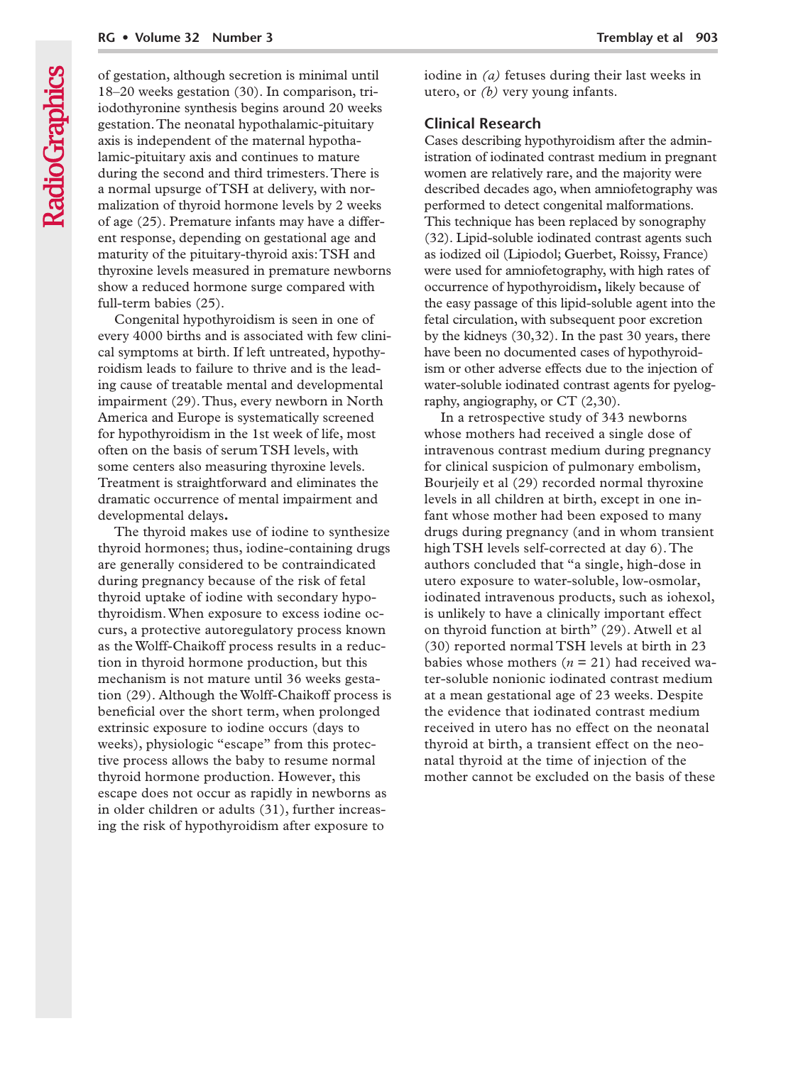of gestation, although secretion is minimal until 18–20 weeks gestation (30). In comparison, triiodothyronine synthesis begins around 20 weeks gestation. The neonatal hypothalamic-pituitary axis is independent of the maternal hypothalamic-pituitary axis and continues to mature during the second and third trimesters. There is a normal upsurge of TSH at delivery, with normalization of thyroid hormone levels by 2 weeks of age (25). Premature infants may have a different response, depending on gestational age and maturity of the pituitary-thyroid axis: TSH and thyroxine levels measured in premature newborns show a reduced hormone surge compared with full-term babies (25).

Congenital hypothyroidism is seen in one of every 4000 births and is associated with few clinical symptoms at birth. If left untreated, hypothyroidism leads to failure to thrive and is the leading cause of treatable mental and developmental impairment (29). Thus, every newborn in North America and Europe is systematically screened for hypothyroidism in the 1st week of life, most often on the basis of serum TSH levels, with some centers also measuring thyroxine levels. Treatment is straightforward and eliminates the dramatic occurrence of mental impairment and developmental delays.

The thyroid makes use of iodine to synthesize thyroid hormones; thus, iodine-containing drugs are generally considered to be contraindicated during pregnancy because of the risk of fetal thyroid uptake of iodine with secondary hypothyroidism. When exposure to excess iodine occurs, a protective autoregulatory process known as the Wolff-Chaikoff process results in a reduction in thyroid hormone production, but this mechanism is not mature until 36 weeks gestation (29). Although the Wolff-Chaikoff process is beneficial over the short term, when prolonged extrinsic exposure to iodine occurs (days to weeks), physiologic "escape" from this protective process allows the baby to resume normal thyroid hormone production. However, this escape does not occur as rapidly in newborns as in older children or adults (31), further increasing the risk of hypothyroidism after exposure to iodine in *(a)* fetuses during their last weeks in utero, or *(b)* very young infants.

## Clinical Research

Cases describing hypothyroidism after the administration of iodinated contrast medium in pregnant women are relatively rare, and the majority were described decades ago, when amniofetography was performed to detect congenital malformations. This technique has been replaced by sonography (32). Lipid-soluble iodinated contrast agents such as iodized oil (Lipiodol; Guerbet, Roissy, France) were used for amniofetography, with high rates of occurrence of hypothyroidism, likely because of the easy passage of this lipid-soluble agent into the fetal circulation, with subsequent poor excretion by the kidneys (30,32). In the past 30 years, there have been no documented cases of hypothyroidism or other adverse effects due to the injection of water-soluble iodinated contrast agents for pyelography, angiography, or CT (2,30).

In a retrospective study of 343 newborns whose mothers had received a single dose of intravenous contrast medium during pregnancy for clinical suspicion of pulmonary embolism, Bourjeily et al (29) recorded normal thyroxine levels in all children at birth, except in one infant whose mother had been exposed to many drugs during pregnancy (and in whom transient high TSH levels self-corrected at day 6). The authors concluded that "a single, high-dose in utero exposure to water-soluble, low-osmolar, iodinated intravenous products, such as iohexol, is unlikely to have a clinically important effect on thyroid function at birth" (29). Atwell et al (30) reported normal TSH levels at birth in 23 babies whose mothers ($n = 21$) had received water-soluble nonionic iodinated contrast medium at a mean gestational age of 23 weeks. Despite the evidence that iodinated contrast medium received in utero has no effect on the neonatal thyroid at birth, a transient effect on the neonatal thyroid at the time of injection of the mother cannot be excluded on the basis of these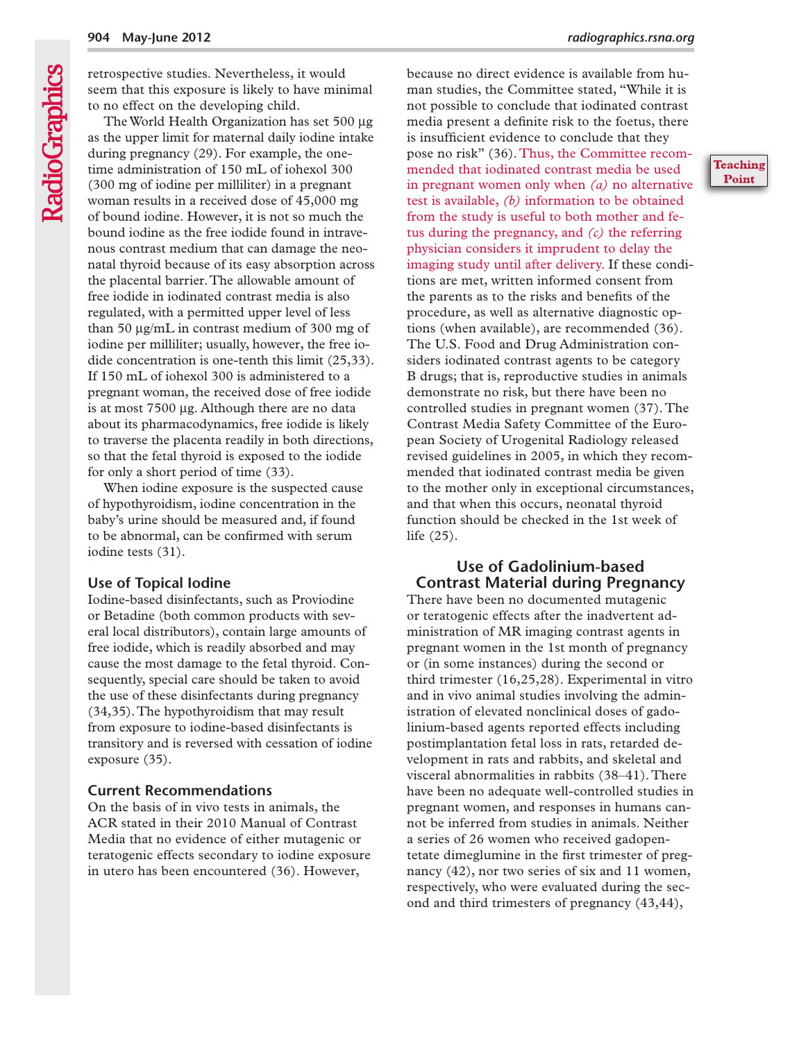retrospective studies. Nevertheless, it would seem that this exposure is likely to have minimal to no effect on the developing child.

The World Health Organization has set 500 μg as the upper limit for maternal daily iodine intake during pregnancy (29). For example, the one-time administration of 150 mL of iohexol 300 (300 mg of iodine per milliliter) in a pregnant woman results in a received dose of 45,000 mg of bound iodine. However, it is not so much the bound iodine as the free iodide found in intravenous contrast medium that can damage the neonatal thyroid because of its easy absorption across the placental barrier. The allowable amount of free iodide in iodinated contrast media is also regulated, with a permitted upper level of less than 50 μg/mL in contrast medium of 300 mg of iodine per milliliter; usually, however, the free iodide concentration is one-tenth this limit (25,33). If 150 mL of iohexol 300 is administered to a pregnant woman, the received dose of free iodide is at most 7500 μg. Although there are no data about its pharmacodynamics, free iodide is likely to traverse the placenta readily in both directions, so that the fetal thyroid is exposed to the iodide for only a short period of time (33).

When iodine exposure is the suspected cause of hypothyroidism, iodine concentration in the baby's urine should be measured and, if found to be abnormal, can be confirmed with serum iodine tests (31).

### Use of Topical Iodine

Iodine-based disinfectants, such as Proviodine or Betadine (both common products with several local distributors), contain large amounts of free iodide, which is readily absorbed and may cause the most damage to the fetal thyroid. Consequently, special care should be taken to avoid the use of these disinfectants during pregnancy (34,35). The hypothyroidism that may result from exposure to iodine-based disinfectants is transitory and is reversed with cessation of iodine exposure (35).

### Current Recommendations

On the basis of in vivo tests in animals, the ACR stated in their 2010 Manual of Contrast Media that no evidence of either mutagenic or teratogenic effects secondary to iodine exposure in utero has been encountered (36). However, because no direct evidence is available from human studies, the Committee stated, "While it is not possible to conclude that iodinated contrast media present a definite risk to the foetus, there is insufficient evidence to conclude that they pose no risk" (36). Thus, the Committee recommended that iodinated contrast media be used in pregnant women only when *(a)* no alternative test is available, *(b)* information to be obtained from the study is useful to both mother and fetus during the pregnancy, and *(c)* the referring physician considers it imprudent to delay the imaging study until after delivery. If these conditions are met, written informed consent from the parents as to the risks and benefits of the procedure, as well as alternative diagnostic options (when available), are recommended (36). The U.S. Food and Drug Administration considers iodinated contrast agents to be category B drugs; that is, reproductive studies in animals demonstrate no risk, but there have been no controlled studies in pregnant women (37). The Contrast Media Safety Committee of the European Society of Urogenital Radiology released revised guidelines in 2005, in which they recommended that iodinated contrast media be given to the mother only in exceptional circumstances, and that when this occurs, neonatal thyroid function should be checked in the 1st week of life (25).

**Teaching Point**

## Use of Gadolinium-based Contrast Material during Pregnancy

There have been no documented mutagenic or teratogenic effects after the inadvertent administration of MR imaging contrast agents in pregnant women in the 1st month of pregnancy or (in some instances) during the second or third trimester (16,25,28). Experimental in vitro and in vivo animal studies involving the administration of elevated nonclinical doses of gadolinium-based agents reported effects including postimplantation fetal loss in rats, retarded development in rats and rabbits, and skeletal and visceral abnormalities in rabbits (38–41). There have been no adequate well-controlled studies in pregnant women, and responses in humans cannot be inferred from studies in animals. Neither a series of 26 women who received gadopentetate dimeglumine in the first trimester of pregnancy (42), nor two series of six and 11 women, respectively, who were evaluated during the second and third trimesters of pregnancy (43,44),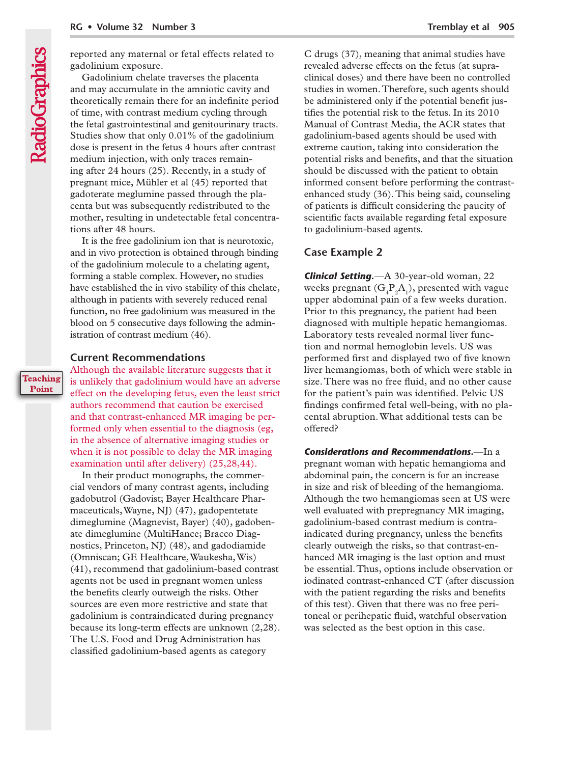reported any maternal or fetal effects related to gadolinium exposure.

Gadolinium chelate traverses the placenta and may accumulate in the amniotic cavity and theoretically remain there for an indefinite period of time, with contrast medium cycling through the fetal gastrointestinal and genitourinary tracts. Studies show that only 0.01% of the gadolinium dose is present in the fetus 4 hours after contrast medium injection, with only traces remaining after 24 hours (25). Recently, in a study of pregnant mice, Mühler et al (45) reported that gadoterate meglumine passed through the placenta but was subsequently redistributed to the mother, resulting in undetectable fetal concentrations after 48 hours.

It is the free gadolinium ion that is neurotoxic, and in vivo protection is obtained through binding of the gadolinium molecule to a chelating agent, forming a stable complex. However, no studies have established the in vivo stability of this chelate, although in patients with severely reduced renal function, no free gadolinium was measured in the blood on 5 consecutive days following the administration of contrast medium (46).

## Current Recommendations

**Teaching Point**

Although the available literature suggests that it is unlikely that gadolinium would have an adverse effect on the developing fetus, even the least strict authors recommend that caution be exercised and that contrast-enhanced MR imaging be performed only when essential to the diagnosis (eg, in the absence of alternative imaging studies or when it is not possible to delay the MR imaging examination until after delivery) (25,28,44).

In their product monographs, the commercial vendors of many contrast agents, including gadobutrol (Gadovist; Bayer Healthcare Pharmaceuticals, Wayne, NJ) (47), gadopentetate dimeglumine (Magnevist, Bayer) (40), gadobenate dimeglumine (MultiHance; Bracco Diagnostics, Princeton, NJ) (48), and gadodiamide (Omniscan; GE Healthcare, Waukesha, Wis) (41), recommend that gadolinium-based contrast agents not be used in pregnant women unless the benefits clearly outweigh the risks. Other sources are even more restrictive and state that gadolinium is contraindicated during pregnancy because its long-term effects are unknown (2,28). The U.S. Food and Drug Administration has classified gadolinium-based agents as category C drugs (37), meaning that animal studies have revealed adverse effects on the fetus (at supraclinical doses) and there have been no controlled studies in women. Therefore, such agents should be administered only if the potential benefit justifies the potential risk to the fetus. In its 2010 Manual of Contrast Media, the ACR states that gadolinium-based agents should be used with extreme caution, taking into consideration the potential risks and benefits, and that the situation should be discussed with the patient to obtain informed consent before performing the contrast-enhanced study (36). This being said, counseling of patients is difficult considering the paucity of scientific facts available regarding fetal exposure to gadolinium-based agents.

## Case Example 2

***Clinical Setting.***—A 30-year-old woman, 22 weeks pregnant ($G_4P_2A_1$), presented with vague upper abdominal pain of a few weeks duration. Prior to this pregnancy, the patient had been diagnosed with multiple hepatic hemangiomas. Laboratory tests revealed normal liver function and normal hemoglobin levels. US was performed first and displayed two of five known liver hemangiomas, both of which were stable in size. There was no free fluid, and no other cause for the patient's pain was identified. Pelvic US findings confirmed fetal well-being, with no placental abruption. What additional tests can be offered?

***Considerations and Recommendations.***—In a pregnant woman with hepatic hemangioma and abdominal pain, the concern is for an increase in size and risk of bleeding of the hemangioma. Although the two hemangiomas seen at US were well evaluated with prepregnancy MR imaging, gadolinium-based contrast medium is contraindicated during pregnancy, unless the benefits clearly outweigh the risks, so that contrast-enhanced MR imaging is the last option and must be essential. Thus, options include observation or iodinated contrast-enhanced CT (after discussion with the patient regarding the risks and benefits of this test). Given that there was no free peritoneal or perihepatic fluid, watchful observation was selected as the best option in this case.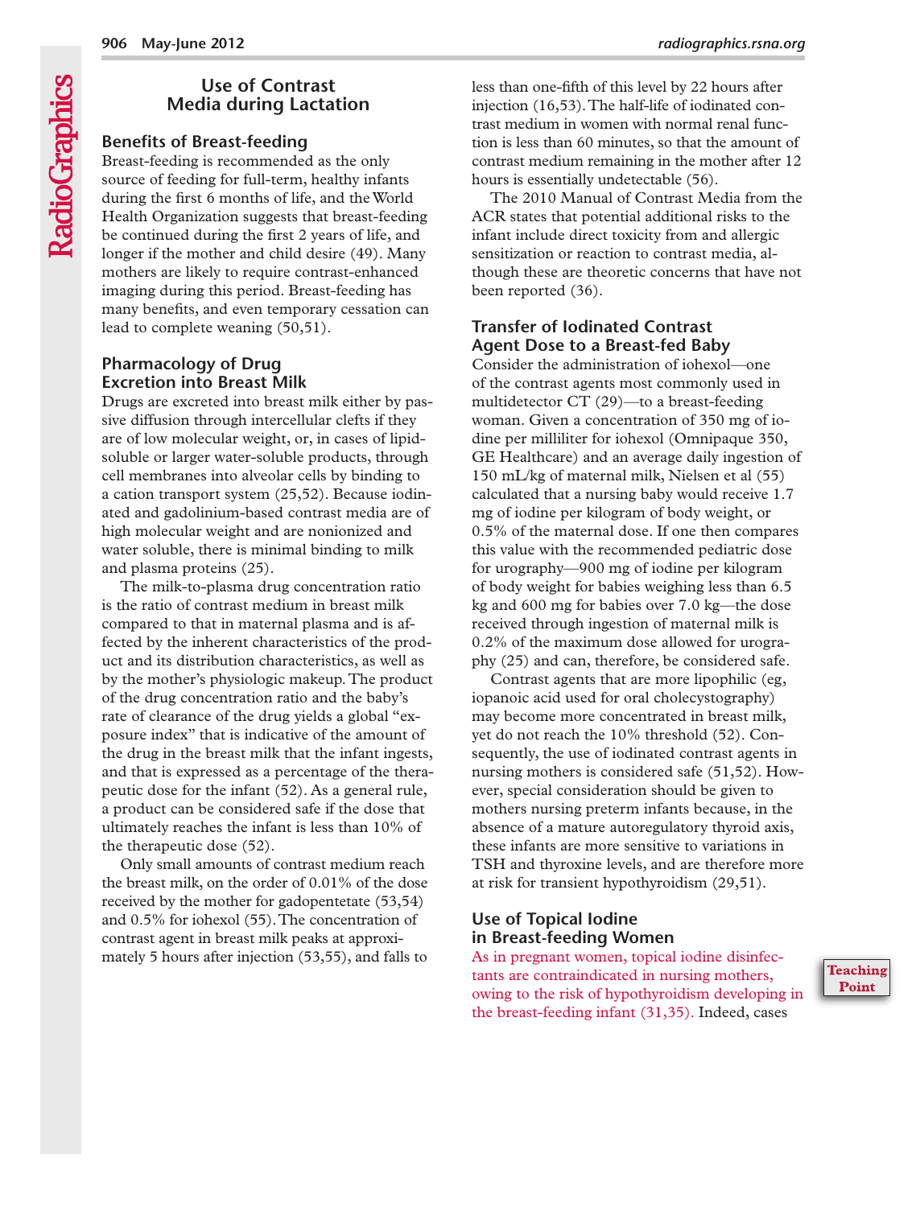## Use of Contrast Media during Lactation

### Benefits of Breast-feeding

Breast-feeding is recommended as the only source of feeding for full-term, healthy infants during the first 6 months of life, and the World Health Organization suggests that breast-feeding be continued during the first 2 years of life, and longer if the mother and child desire (49). Many mothers are likely to require contrast-enhanced imaging during this period. Breast-feeding has many benefits, and even temporary cessation can lead to complete weaning (50,51).

### Pharmacology of Drug Excretion into Breast Milk

Drugs are excreted into breast milk either by passive diffusion through intercellular clefts if they are of low molecular weight, or, in cases of lipid-soluble or larger water-soluble products, through cell membranes into alveolar cells by binding to a cation transport system (25,52). Because iodinated and gadolinium-based contrast media are of high molecular weight and are nonionized and water soluble, there is minimal binding to milk and plasma proteins (25).

The milk-to-plasma drug concentration ratio is the ratio of contrast medium in breast milk compared to that in maternal plasma and is affected by the inherent characteristics of the product and its distribution characteristics, as well as by the mother's physiologic makeup. The product of the drug concentration ratio and the baby's rate of clearance of the drug yields a global "exposure index" that is indicative of the amount of the drug in the breast milk that the infant ingests, and that is expressed as a percentage of the therapeutic dose for the infant (52). As a general rule, a product can be considered safe if the dose that ultimately reaches the infant is less than 10% of the therapeutic dose (52).

Only small amounts of contrast medium reach the breast milk, on the order of 0.01% of the dose received by the mother for gadopentetate (53,54) and 0.5% for iohexol (55). The concentration of contrast agent in breast milk peaks at approximately 5 hours after injection (53,55), and falls to less than one-fifth of this level by 22 hours after injection (16,53). The half-life of iodinated contrast medium in women with normal renal function is less than 60 minutes, so that the amount of contrast medium remaining in the mother after 12 hours is essentially undetectable (56).

The 2010 Manual of Contrast Media from the ACR states that potential additional risks to the infant include direct toxicity from and allergic sensitization or reaction to contrast media, although these are theoretic concerns that have not been reported (36).

### Transfer of Iodinated Contrast Agent Dose to a Breast-fed Baby

Consider the administration of iohexol—one of the contrast agents most commonly used in multidetector CT (29)—to a breast-feeding woman. Given a concentration of 350 mg of iodine per milliliter for iohexol (Omnipaque 350, GE Healthcare) and an average daily ingestion of 150 mL/kg of maternal milk, Nielsen et al (55) calculated that a nursing baby would receive 1.7 mg of iodine per kilogram of body weight, or 0.5% of the maternal dose. If one then compares this value with the recommended pediatric dose for urography—900 mg of iodine per kilogram of body weight for babies weighing less than 6.5 kg and 600 mg for babies over 7.0 kg—the dose received through ingestion of maternal milk is 0.2% of the maximum dose allowed for urography (25) and can, therefore, be considered safe.

Contrast agents that are more lipophilic (eg, iopanoic acid used for oral cholecystography) may become more concentrated in breast milk, yet do not reach the 10% threshold (52). Consequently, the use of iodinated contrast agents in nursing mothers is considered safe (51,52). However, special consideration should be given to mothers nursing preterm infants because, in the absence of a mature autoregulatory thyroid axis, these infants are more sensitive to variations in TSH and thyroxine levels, and are therefore more at risk for transient hypothyroidism (29,51).

### Use of Topical Iodine in Breast-feeding Women

As in pregnant women, topical iodine disinfectants are contraindicated in nursing mothers, owing to the risk of hypothyroidism developing in the breast-feeding infant (31,35). Indeed, cases

**Teaching Point**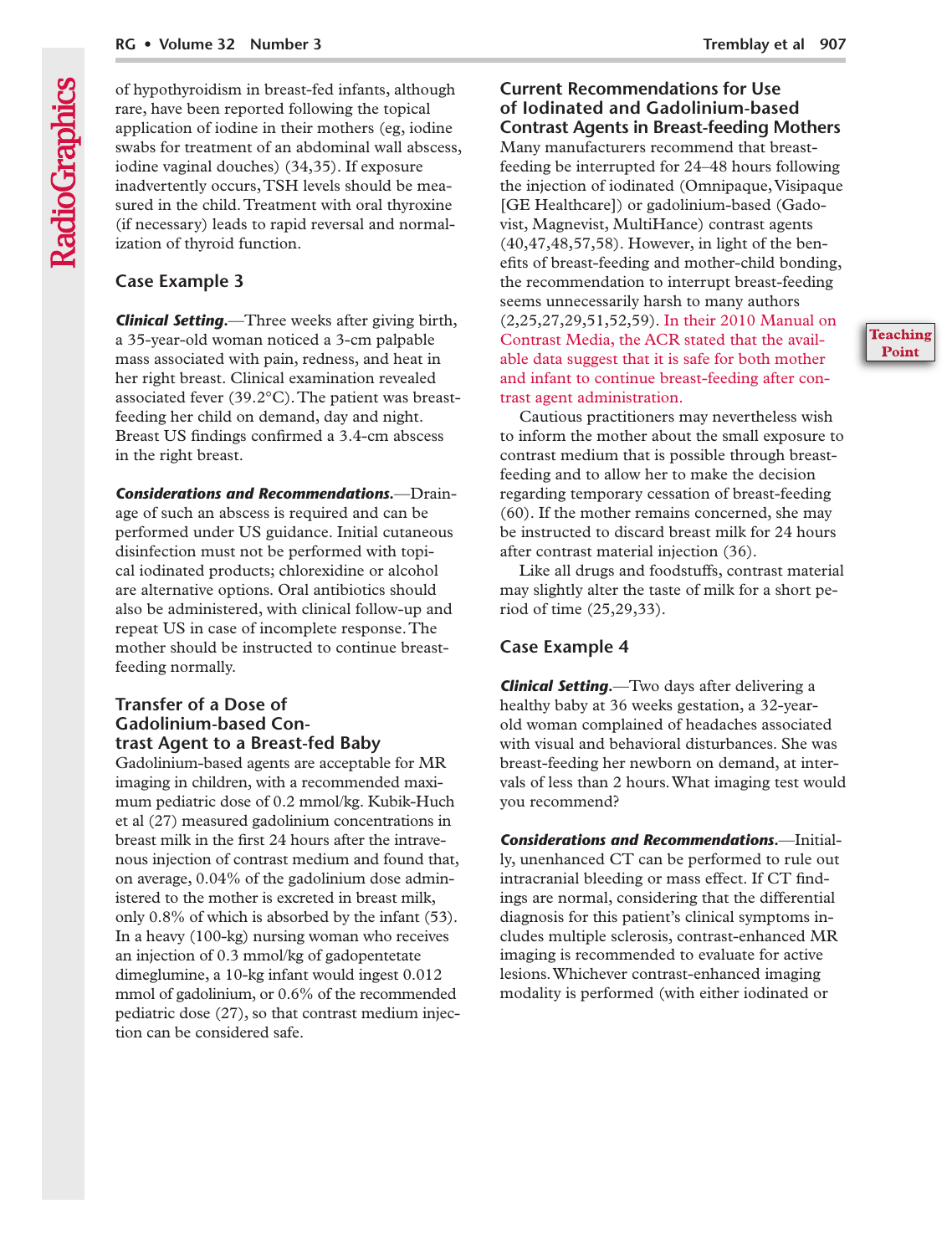of hypothyroidism in breast-fed infants, although rare, have been reported following the topical application of iodine in their mothers (eg, iodine swabs for treatment of an abdominal wall abscess, iodine vaginal douches) (34,35). If exposure inadvertently occurs, TSH levels should be measured in the child. Treatment with oral thyroxine (if necessary) leads to rapid reversal and normalization of thyroid function.

### Case Example 3

***Clinical Setting.***—Three weeks after giving birth, a 35-year-old woman noticed a 3-cm palpable mass associated with pain, redness, and heat in her right breast. Clinical examination revealed associated fever (39.2°C). The patient was breast-feeding her child on demand, day and night. Breast US findings confirmed a 3.4-cm abscess in the right breast.

***Considerations and Recommendations.***—Drainage of such an abscess is required and can be performed under US guidance. Initial cutaneous disinfection must not be performed with topical iodinated products; chlorexidine or alcohol are alternative options. Oral antibiotics should also be administered, with clinical follow-up and repeat US in case of incomplete response. The mother should be instructed to continue breast-feeding normally.

## Transfer of a Dose of Gadolinium-based Contrast Agent to a Breast-fed Baby

Gadolinium-based agents are acceptable for MR imaging in children, with a recommended maximum pediatric dose of 0.2 mmol/kg. Kubik-Huch et al (27) measured gadolinium concentrations in breast milk in the first 24 hours after the intravenous injection of contrast medium and found that, on average, 0.04% of the gadolinium dose administered to the mother is excreted in breast milk, only 0.8% of which is absorbed by the infant (53). In a heavy (100-kg) nursing woman who receives an injection of 0.3 mmol/kg of gadopentetate dimeglumine, a 10-kg infant would ingest 0.012 mmol of gadolinium, or 0.6% of the recommended pediatric dose (27), so that contrast medium injection can be considered safe.

## Current Recommendations for Use of Iodinated and Gadolinium-based Contrast Agents in Breast-feeding Mothers

Many manufacturers recommend that breast-feeding be interrupted for 24–48 hours following the injection of iodinated (Omnipaque, Visipaque [GE Healthcare]) or gadolinium-based (Gadovist, Magnevist, MultiHance) contrast agents (40,47,48,57,58). However, in light of the benefits of breast-feeding and mother-child bonding, the recommendation to interrupt breast-feeding seems unnecessarily harsh to many authors (2,25,27,29,51,52,59). In their 2010 Manual on Contrast Media, the ACR stated that the available data suggest that it is safe for both mother and infant to continue breast-feeding after contrast agent administration.

**Teaching Point**

Cautious practitioners may nevertheless wish to inform the mother about the small exposure to contrast medium that is possible through breast-feeding and to allow her to make the decision regarding temporary cessation of breast-feeding (60). If the mother remains concerned, she may be instructed to discard breast milk for 24 hours after contrast material injection (36).

Like all drugs and foodstuffs, contrast material may slightly alter the taste of milk for a short period of time (25,29,33).

### Case Example 4

***Clinical Setting.***—Two days after delivering a healthy baby at 36 weeks gestation, a 32-year-old woman complained of headaches associated with visual and behavioral disturbances. She was breast-feeding her newborn on demand, at intervals of less than 2 hours. What imaging test would you recommend?

***Considerations and Recommendations.***—Initially, unenhanced CT can be performed to rule out intracranial bleeding or mass effect. If CT findings are normal, considering that the differential diagnosis for this patient's clinical symptoms includes multiple sclerosis, contrast-enhanced MR imaging is recommended to evaluate for active lesions. Whichever contrast-enhanced imaging modality is performed (with either iodinated or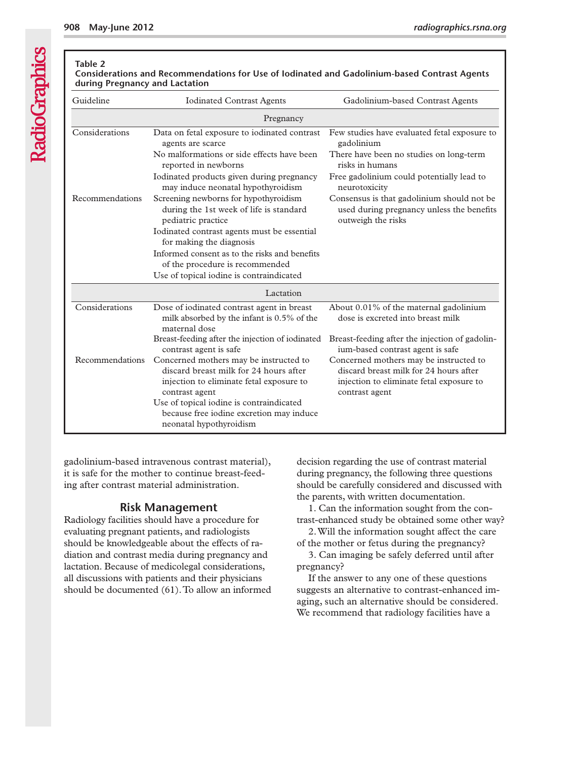**Table 2**
**Considerations and Recommendations for Use of Iodinated and Gadolinium-based Contrast Agents during Pregnancy and Lactation**

| Guideline | Iodinated Contrast Agents | Gadolinium-based Contrast Agents |
|---|---|---|
| | Pregnancy | |
| Considerations | Data on fetal exposure to iodinated contrast agents are scarce<br>No malformations or side effects have been reported in newborns<br>Iodinated products given during pregnancy may induce neonatal hypothyroidism | Few studies have evaluated fetal exposure to gadolinium<br>There have been no studies on long-term risks in humans<br>Free gadolinium could potentially lead to neurotoxicity |
| Recommendations | Screening newborns for hypothyroidism during the 1st week of life is standard pediatric practice<br>Iodinated contrast agents must be essential for making the diagnosis<br>Informed consent as to the risks and benefits of the procedure is recommended<br>Use of topical iodine is contraindicated | Consensus is that gadolinium should not be used during pregnancy unless the benefits outweigh the risks |
| | Lactation | |
| Considerations | Dose of iodinated contrast agent in breast milk absorbed by the infant is 0.5% of the maternal dose<br>Breast-feeding after the injection of iodinated contrast agent is safe | About 0.01% of the maternal gadolinium dose is excreted into breast milk<br>Breast-feeding after the injection of gadolinium-based contrast agent is safe |
| Recommendations | Concerned mothers may be instructed to discard breast milk for 24 hours after injection to eliminate fetal exposure to contrast agent<br>Use of topical iodine is contraindicated because free iodine excretion may induce neonatal hypothyroidism | Concerned mothers may be instructed to discard breast milk for 24 hours after injection to eliminate fetal exposure to contrast agent |

gadolinium-based intravenous contrast material), it is safe for the mother to continue breast-feeding after contrast material administration.

## Risk Management

Radiology facilities should have a procedure for evaluating pregnant patients, and radiologists should be knowledgeable about the effects of radiation and contrast media during pregnancy and lactation. Because of medicolegal considerations, all discussions with patients and their physicians should be documented (61). To allow an informed decision regarding the use of contrast material during pregnancy, the following three questions should be carefully considered and discussed with the parents, with written documentation.

1. Can the information sought from the contrast-enhanced study be obtained some other way?
2. Will the information sought affect the care of the mother or fetus during the pregnancy?
3. Can imaging be safely deferred until after pregnancy?

If the answer to any one of these questions suggests an alternative to contrast-enhanced imaging, such an alternative should be considered. We recommend that radiology facilities have a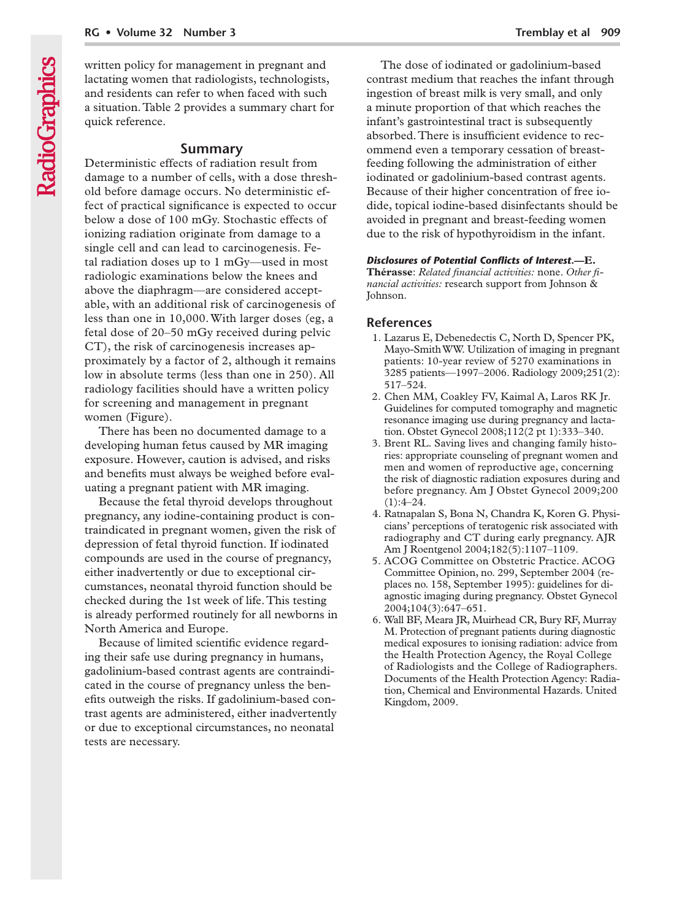written policy for management in pregnant and lactating women that radiologists, technologists, and residents can refer to when faced with such a situation. Table 2 provides a summary chart for quick reference.

## Summary

Deterministic effects of radiation result from damage to a number of cells, with a dose threshold before damage occurs. No deterministic effect of practical significance is expected to occur below a dose of 100 mGy. Stochastic effects of ionizing radiation originate from damage to a single cell and can lead to carcinogenesis. Fetal radiation doses up to 1 mGy—used in most radiologic examinations below the knees and above the diaphragm—are considered acceptable, with an additional risk of carcinogenesis of less than one in 10,000. With larger doses (eg, a fetal dose of 20–50 mGy received during pelvic CT), the risk of carcinogenesis increases approximately by a factor of 2, although it remains low in absolute terms (less than one in 250). All radiology facilities should have a written policy for screening and management in pregnant women (Figure).

There has been no documented damage to a developing human fetus caused by MR imaging exposure. However, caution is advised, and risks and benefits must always be weighed before evaluating a pregnant patient with MR imaging.

Because the fetal thyroid develops throughout pregnancy, any iodine-containing product is contraindicated in pregnant women, given the risk of depression of fetal thyroid function. If iodinated compounds are used in the course of pregnancy, either inadvertently or due to exceptional circumstances, neonatal thyroid function should be checked during the 1st week of life. This testing is already performed routinely for all newborns in North America and Europe.

Because of limited scientific evidence regarding their safe use during pregnancy in humans, gadolinium-based contrast agents are contraindicated in the course of pregnancy unless the benefits outweigh the risks. If gadolinium-based contrast agents are administered, either inadvertently or due to exceptional circumstances, no neonatal tests are necessary.

The dose of iodinated or gadolinium-based contrast medium that reaches the infant through ingestion of breast milk is very small, and only a minute proportion of that which reaches the infant's gastrointestinal tract is subsequently absorbed. There is insufficient evidence to recommend even a temporary cessation of breastfeeding following the administration of either iodinated or gadolinium-based contrast agents. Because of their higher concentration of free iodide, topical iodine-based disinfectants should be avoided in pregnant and breast-feeding women due to the risk of hypothyroidism in the infant.

***Disclosures of Potential Conflicts of Interest.*—E. Thérasse**: *Related financial activities:* none. *Other financial activities:* research support from Johnson & Johnson.

## References

1. Lazarus E, Debenedectis C, North D, Spencer PK, Mayo-Smith WW. Utilization of imaging in pregnant patients: 10-year review of 5270 examinations in 3285 patients—1997–2006. Radiology 2009;251(2):517–524.
2. Chen MM, Coakley FV, Kaimal A, Laros RK Jr. Guidelines for computed tomography and magnetic resonance imaging use during pregnancy and lactation. Obstet Gynecol 2008;112(2 pt 1):333–340.
3. Brent RL. Saving lives and changing family histories: appropriate counseling of pregnant women and men and women of reproductive age, concerning the risk of diagnostic radiation exposures during and before pregnancy. Am J Obstet Gynecol 2009;200(1):4–24.
4. Ratnapalan S, Bona N, Chandra K, Koren G. Physicians' perceptions of teratogenic risk associated with radiography and CT during early pregnancy. AJR Am J Roentgenol 2004;182(5):1107–1109.
5. ACOG Committee on Obstetric Practice. ACOG Committee Opinion, no. 299, September 2004 (replaces no. 158, September 1995): guidelines for diagnostic imaging during pregnancy. Obstet Gynecol 2004;104(3):647–651.
6. Wall BF, Meara JR, Muirhead CR, Bury RF, Murray M. Protection of pregnant patients during diagnostic medical exposures to ionising radiation: advice from the Health Protection Agency, the Royal College of Radiologists and the College of Radiographers. Documents of the Health Protection Agency: Radiation, Chemical and Environmental Hazards. United Kingdom, 2009.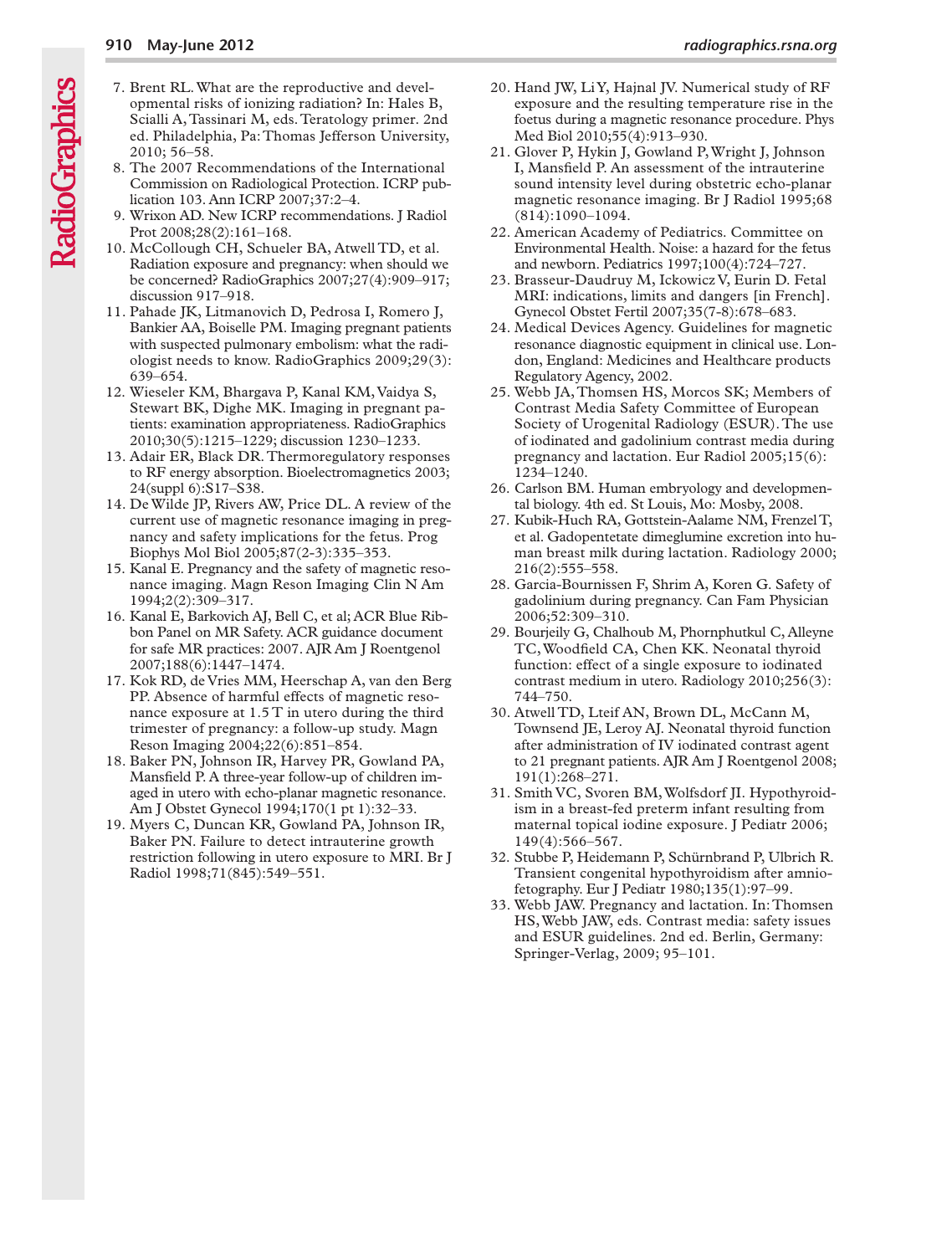7. Brent RL. What are the reproductive and developmental risks of ionizing radiation? In: Hales B, Scialli A, Tassinari M, eds. Teratology primer. 2nd ed. Philadelphia, Pa: Thomas Jefferson University, 2010; 56–58.
8. The 2007 Recommendations of the International Commission on Radiological Protection. ICRP publication 103. Ann ICRP 2007;37:2–4.
9. Wrixon AD. New ICRP recommendations. J Radiol Prot 2008;28(2):161–168.
10. McCollough CH, Schueler BA, Atwell TD, et al. Radiation exposure and pregnancy: when should we be concerned? RadioGraphics 2007;27(4):909–917; discussion 917–918.
11. Pahade JK, Litmanovich D, Pedrosa I, Romero J, Bankier AA, Boiselle PM. Imaging pregnant patients with suspected pulmonary embolism: what the radiologist needs to know. RadioGraphics 2009;29(3): 639–654.
12. Wieseler KM, Bhargava P, Kanal KM, Vaidya S, Stewart BK, Dighe MK. Imaging in pregnant patients: examination appropriateness. RadioGraphics 2010;30(5):1215–1229; discussion 1230–1233.
13. Adair ER, Black DR. Thermoregulatory responses to RF energy absorption. Bioelectromagnetics 2003; 24(suppl 6):S17–S38.
14. De Wilde JP, Rivers AW, Price DL. A review of the current use of magnetic resonance imaging in pregnancy and safety implications for the fetus. Prog Biophys Mol Biol 2005;87(2-3):335–353.
15. Kanal E. Pregnancy and the safety of magnetic resonance imaging. Magn Reson Imaging Clin N Am 1994;2(2):309–317.
16. Kanal E, Barkovich AJ, Bell C, et al; ACR Blue Ribbon Panel on MR Safety. ACR guidance document for safe MR practices: 2007. AJR Am J Roentgenol 2007;188(6):1447–1474.
17. Kok RD, de Vries MM, Heerschap A, van den Berg PP. Absence of harmful effects of magnetic resonance exposure at 1.5 T in utero during the third trimester of pregnancy: a follow-up study. Magn Reson Imaging 2004;22(6):851–854.
18. Baker PN, Johnson IR, Harvey PR, Gowland PA, Mansfield P. A three-year follow-up of children imaged in utero with echo-planar magnetic resonance. Am J Obstet Gynecol 1994;170(1 pt 1):32–33.
19. Myers C, Duncan KR, Gowland PA, Johnson IR, Baker PN. Failure to detect intrauterine growth restriction following in utero exposure to MRI. Br J Radiol 1998;71(845):549–551.
20. Hand JW, Li Y, Hajnal JV. Numerical study of RF exposure and the resulting temperature rise in the foetus during a magnetic resonance procedure. Phys Med Biol 2010;55(4):913–930.
21. Glover P, Hykin J, Gowland P, Wright J, Johnson I, Mansfield P. An assessment of the intrauterine sound intensity level during obstetric echo-planar magnetic resonance imaging. Br J Radiol 1995;68 (814):1090–1094.
22. American Academy of Pediatrics. Committee on Environmental Health. Noise: a hazard for the fetus and newborn. Pediatrics 1997;100(4):724–727.
23. Brasseur-Daudruy M, Ickowicz V, Eurin D. Fetal MRI: indications, limits and dangers [in French]. Gynecol Obstet Fertil 2007;35(7-8):678–683.
24. Medical Devices Agency. Guidelines for magnetic resonance diagnostic equipment in clinical use. London, England: Medicines and Healthcare products Regulatory Agency, 2002.
25. Webb JA, Thomsen HS, Morcos SK; Members of Contrast Media Safety Committee of European Society of Urogenital Radiology (ESUR). The use of iodinated and gadolinium contrast media during pregnancy and lactation. Eur Radiol 2005;15(6): 1234–1240.
26. Carlson BM. Human embryology and developmental biology. 4th ed. St Louis, Mo: Mosby, 2008.
27. Kubik-Huch RA, Gottstein-Aalame NM, Frenzel T, et al. Gadopentetate dimeglumine excretion into human breast milk during lactation. Radiology 2000; 216(2):555–558.
28. Garcia-Bournissen F, Shrim A, Koren G. Safety of gadolinium during pregnancy. Can Fam Physician 2006;52:309–310.
29. Bourjeily G, Chalhoub M, Phornphutkul C, Alleyne TC, Woodfield CA, Chen KK. Neonatal thyroid function: effect of a single exposure to iodinated contrast medium in utero. Radiology 2010;256(3): 744–750.
30. Atwell TD, Lteif AN, Brown DL, McCann M, Townsend JE, Leroy AJ. Neonatal thyroid function after administration of IV iodinated contrast agent to 21 pregnant patients. AJR Am J Roentgenol 2008; 191(1):268–271.
31. Smith VC, Svoren BM, Wolfsdorf JI. Hypothyroidism in a breast-fed preterm infant resulting from maternal topical iodine exposure. J Pediatr 2006; 149(4):566–567.
32. Stubbe P, Heidemann P, Schürnbrand P, Ulbrich R. Transient congenital hypothyroidism after amniofetography. Eur J Pediatr 1980;135(1):97–99.
33. Webb JAW. Pregnancy and lactation. In: Thomsen HS, Webb JAW, eds. Contrast media: safety issues and ESUR guidelines. 2nd ed. Berlin, Germany: Springer-Verlag, 2009; 95–101.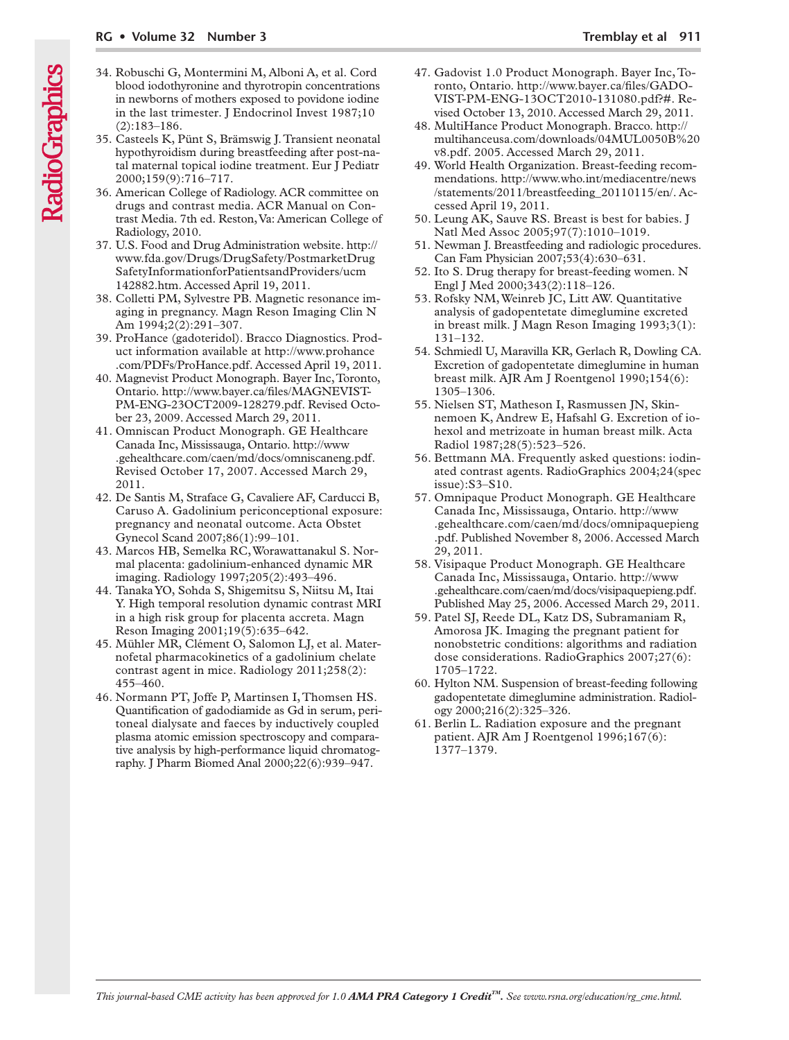34. Robuschi G, Montermini M, Alboni A, et al. Cord blood iodothyronine and thyrotropin concentrations in newborns of mothers exposed to povidone iodine in the last trimester. J Endocrinol Invest 1987;10 (2):183–186.
35. Casteels K, Pünt S, Brämswig J. Transient neonatal hypothyroidism during breastfeeding after post-natal maternal topical iodine treatment. Eur J Pediatr 2000;159(9):716–717.
36. American College of Radiology. ACR committee on drugs and contrast media. ACR Manual on Contrast Media. 7th ed. Reston, Va: American College of Radiology, 2010.
37. U.S. Food and Drug Administration website. http://www.fda.gov/Drugs/DrugSafety/PostmarketDrugSafetyInformationforPatientsandProviders/ucm142882.htm. Accessed April 19, 2011.
38. Colletti PM, Sylvestre PB. Magnetic resonance imaging in pregnancy. Magn Reson Imaging Clin N Am 1994;2(2):291–307.
39. ProHance (gadoteridol). Bracco Diagnostics. Product information available at http://www.prohance.com/PDFs/ProHance.pdf. Accessed April 19, 2011.
40. Magnevist Product Monograph. Bayer Inc, Toronto, Ontario. http://www.bayer.ca/files/MAGNEVIST-PM-ENG-23OCT2009-128279.pdf. Revised October 23, 2009. Accessed March 29, 2011.
41. Omniscan Product Monograph. GE Healthcare Canada Inc, Mississauga, Ontario. http://www.gehealthcare.com/caen/md/docs/omniscaneng.pdf. Revised October 17, 2007. Accessed March 29, 2011.
42. De Santis M, Straface G, Cavaliere AF, Carducci B, Caruso A. Gadolinium periconceptional exposure: pregnancy and neonatal outcome. Acta Obstet Gynecol Scand 2007;86(1):99–101.
43. Marcos HB, Semelka RC, Worawattanakul S. Normal placenta: gadolinium-enhanced dynamic MR imaging. Radiology 1997;205(2):493–496.
44. Tanaka YO, Sohda S, Shigemitsu S, Niitsu M, Itai Y. High temporal resolution dynamic contrast MRI in a high risk group for placenta accreta. Magn Reson Imaging 2001;19(5):635–642.
45. Mühler MR, Clément O, Salomon LJ, et al. Maternofetal pharmacokinetics of a gadolinium chelate contrast agent in mice. Radiology 2011;258(2): 455–460.
46. Normann PT, Joffe P, Martinsen I, Thomsen HS. Quantification of gadodiamide as Gd in serum, peritoneal dialysate and faeces by inductively coupled plasma atomic emission spectroscopy and comparative analysis by high-performance liquid chromatography. J Pharm Biomed Anal 2000;22(6):939–947.
47. Gadovist 1.0 Product Monograph. Bayer Inc, Toronto, Ontario. http://www.bayer.ca/files/GADOVIST-PM-ENG-13OCT2010-131080.pdf?#. Revised October 13, 2010. Accessed March 29, 2011.
48. MultiHance Product Monograph. Bracco. http://multihanceusa.com/downloads/04MUL0050B%20v8.pdf. 2005. Accessed March 29, 2011.
49. World Health Organization. Breast-feeding recommendations. http://www.who.int/mediacentre/news/statements/2011/breastfeeding_20110115/en/. Accessed April 19, 2011.
50. Leung AK, Sauve RS. Breast is best for babies. J Natl Med Assoc 2005;97(7):1010–1019.
51. Newman J. Breastfeeding and radiologic procedures. Can Fam Physician 2007;53(4):630–631.
52. Ito S. Drug therapy for breast-feeding women. N Engl J Med 2000;343(2):118–126.
53. Rofsky NM, Weinreb JC, Litt AW. Quantitative analysis of gadopentetate dimeglumine excreted in breast milk. J Magn Reson Imaging 1993;3(1): 131–132.
54. Schmiedl U, Maravilla KR, Gerlach R, Dowling CA. Excretion of gadopentetate dimeglumine in human breast milk. AJR Am J Roentgenol 1990;154(6): 1305–1306.
55. Nielsen ST, Matheson I, Rasmussen JN, Skinnemoen K, Andrew E, Hafsahl G. Excretion of iohexol and metrizoate in human breast milk. Acta Radiol 1987;28(5):523–526.
56. Bettmann MA. Frequently asked questions: iodinated contrast agents. RadioGraphics 2004;24(spec issue):S3–S10.
57. Omnipaque Product Monograph. GE Healthcare Canada Inc, Mississauga, Ontario. http://www.gehealthcare.com/caen/md/docs/omnipaquepieng.pdf. Published November 8, 2006. Accessed March 29, 2011.
58. Visipaque Product Monograph. GE Healthcare Canada Inc, Mississauga, Ontario. http://www.gehealthcare.com/caen/md/docs/visipaquepieng.pdf. Published May 25, 2006. Accessed March 29, 2011.
59. Patel SJ, Reede DL, Katz DS, Subramaniam R, Amorosa JK. Imaging the pregnant patient for nonobstetric conditions: algorithms and radiation dose considerations. RadioGraphics 2007;27(6): 1705–1722.
60. Hylton NM. Suspension of breast-feeding following gadopentetate dimeglumine administration. Radiology 2000;216(2):325–326.
61. Berlin L. Radiation exposure and the pregnant patient. AJR Am J Roentgenol 1996;167(6): 1377–1379.

*This journal-based CME activity has been approved for 1.0* ***AMA PRA Category 1 Credit™****. See www.rsna.org/education/rg_cme.html.*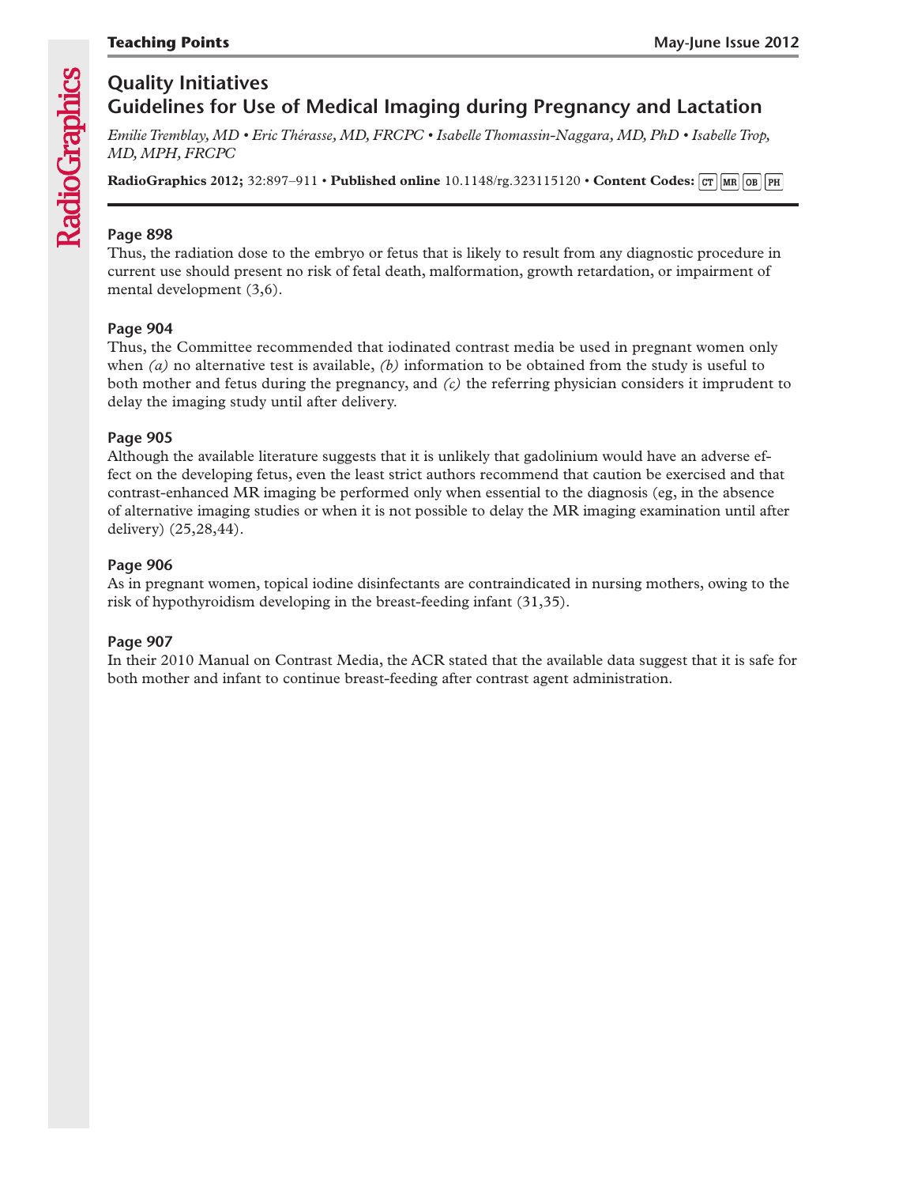**Teaching Points**

# Quality Initiatives
# Guidelines for Use of Medical Imaging during Pregnancy and Lactation

*Emilie Tremblay, MD • Eric Thérasse, MD, FRCPC • Isabelle Thomassin-Naggara, MD, PhD • Isabelle Trop, MD, MPH, FRCPC*

**RadioGraphics 2012;** 32:897–911 • **Published online** 10.1148/rg.323115120 • **Content Codes:** CT MR OB PH

### Page 898

Thus, the radiation dose to the embryo or fetus that is likely to result from any diagnostic procedure in current use should present no risk of fetal death, malformation, growth retardation, or impairment of mental development (3,6).

### Page 904

Thus, the Committee recommended that iodinated contrast media be used in pregnant women only when *(a)* no alternative test is available, *(b)* information to be obtained from the study is useful to both mother and fetus during the pregnancy, and *(c)* the referring physician considers it imprudent to delay the imaging study until after delivery.

### Page 905

Although the available literature suggests that it is unlikely that gadolinium would have an adverse effect on the developing fetus, even the least strict authors recommend that caution be exercised and that contrast-enhanced MR imaging be performed only when essential to the diagnosis (eg, in the absence of alternative imaging studies or when it is not possible to delay the MR imaging examination until after delivery) (25,28,44).

### Page 906

As in pregnant women, topical iodine disinfectants are contraindicated in nursing mothers, owing to the risk of hypothyroidism developing in the breast-feeding infant (31,35).

### Page 907

In their 2010 Manual on Contrast Media, the ACR stated that the available data suggest that it is safe for both mother and infant to continue breast-feeding after contrast agent administration.